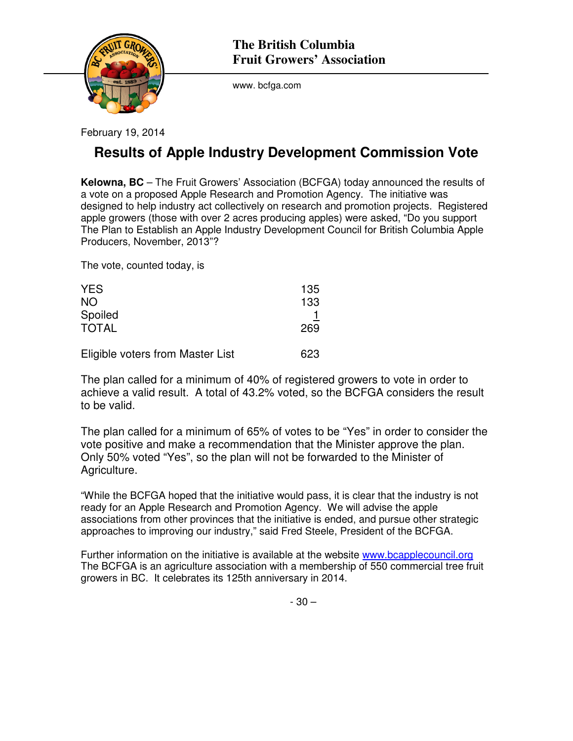**The British Columbia**
**Fruit Growers' Association**

www. bcfga.com

February 19, 2014

# Results of Apple Industry Development Commission Vote

**Kelowna, BC** – The Fruit Growers' Association (BCFGA) today announced the results of a vote on a proposed Apple Research and Promotion Agency. The initiative was designed to help industry act collectively on research and promotion projects. Registered apple growers (those with over 2 acres producing apples) were asked, "Do you support The Plan to Establish an Apple Industry Development Council for British Columbia Apple Producers, November, 2013"?

The vote, counted today, is

| | |
|---|---|
| YES | 135 |
| NO | 133 |
| Spoiled | 1 |
| TOTAL | 269 |
| | |
| Eligible voters from Master List | 623 |

The plan called for a minimum of 40% of registered growers to vote in order to achieve a valid result. A total of 43.2% voted, so the BCFGA considers the result to be valid.

The plan called for a minimum of 65% of votes to be "Yes" in order to consider the vote positive and make a recommendation that the Minister approve the plan. Only 50% voted "Yes", so the plan will not be forwarded to the Minister of Agriculture.

"While the BCFGA hoped that the initiative would pass, it is clear that the industry is not ready for an Apple Research and Promotion Agency. We will advise the apple associations from other provinces that the initiative is ended, and pursue other strategic approaches to improving our industry," said Fred Steele, President of the BCFGA.

Further information on the initiative is available at the website www.bcapplecouncil.org
The BCFGA is an agriculture association with a membership of 550 commercial tree fruit growers in BC. It celebrates its 125th anniversary in 2014.

- 30 –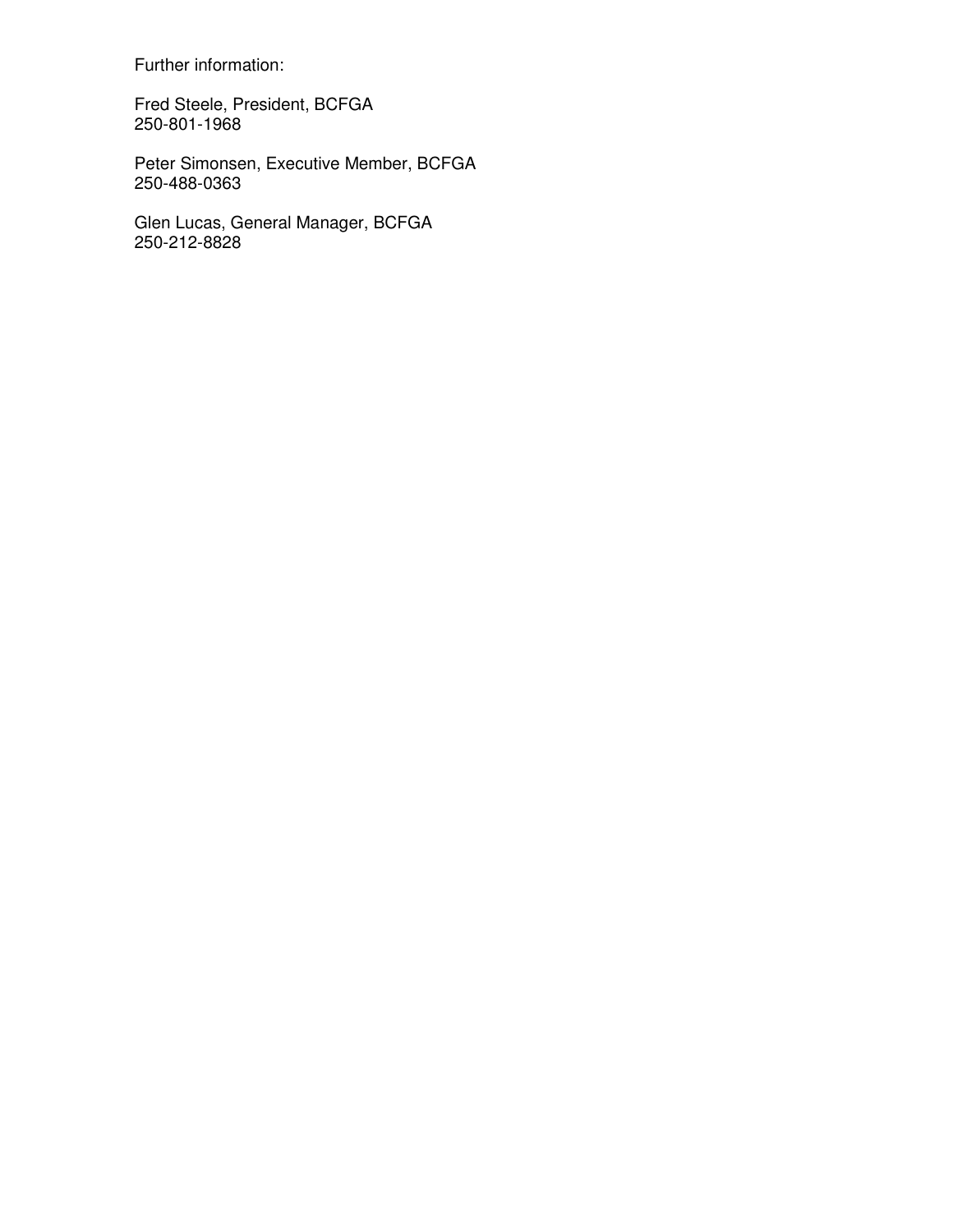Further information:

Fred Steele, President, BCFGA
250-801-1968

Peter Simonsen, Executive Member, BCFGA
250-488-0363

Glen Lucas, General Manager, BCFGA
250-212-8828